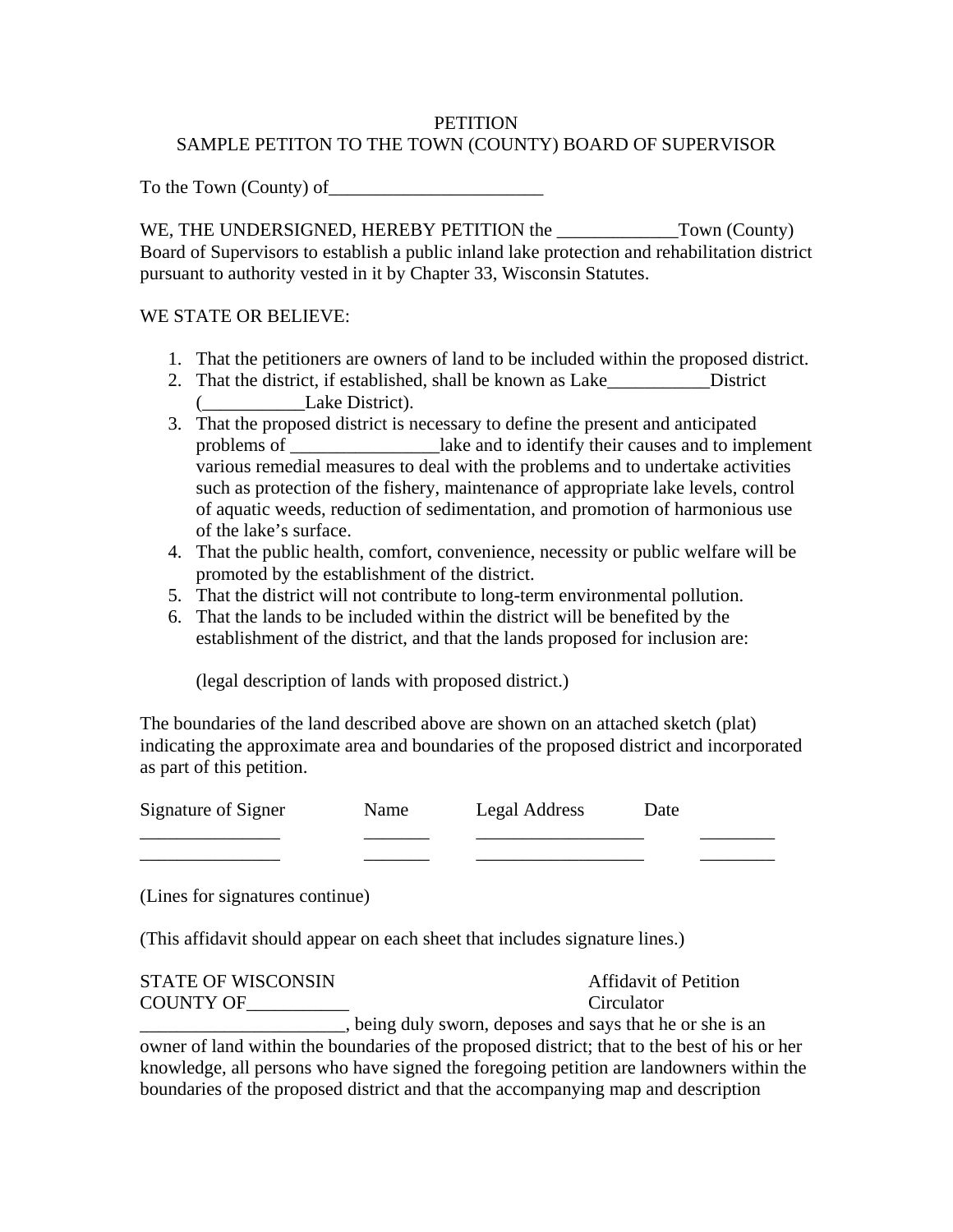PETITION

SAMPLE PETITON TO THE TOWN (COUNTY) BOARD OF SUPERVISOR

To the Town (County) of_______________________

WE, THE UNDERSIGNED, HEREBY PETITION the _____________Town (County) Board of Supervisors to establish a public inland lake protection and rehabilitation district pursuant to authority vested in it by Chapter 33, Wisconsin Statutes.

WE STATE OR BELIEVE:

1. That the petitioners are owners of land to be included within the proposed district.
2. That the district, if established, shall be known as Lake___________District (___________Lake District).
3. That the proposed district is necessary to define the present and anticipated problems of ________________lake and to identify their causes and to implement various remedial measures to deal with the problems and to undertake activities such as protection of the fishery, maintenance of appropriate lake levels, control of aquatic weeds, reduction of sedimentation, and promotion of harmonious use of the lake's surface.
4. That the public health, comfort, convenience, necessity or public welfare will be promoted by the establishment of the district.
5. That the district will not contribute to long-term environmental pollution.
6. That the lands to be included within the district will be benefited by the establishment of the district, and that the lands proposed for inclusion are:

   (legal description of lands with proposed district.)

The boundaries of the land described above are shown on an attached sketch (plat) indicating the approximate area and boundaries of the proposed district and incorporated as part of this petition.

| Signature of Signer | Name | Legal Address | Date |
|---|---|---|---|
| _______________ | _______ | __________________ | ________ |
| _______________ | _______ | __________________ | ________ |

(Lines for signatures continue)

(This affidavit should appear on each sheet that includes signature lines.)

STATE OF WISCONSIN                                        Affidavit of Petition
COUNTY OF___________                                      Circulator

______________________, being duly sworn, deposes and says that he or she is an owner of land within the boundaries of the proposed district; that to the best of his or her knowledge, all persons who have signed the foregoing petition are landowners within the boundaries of the proposed district and that the accompanying map and description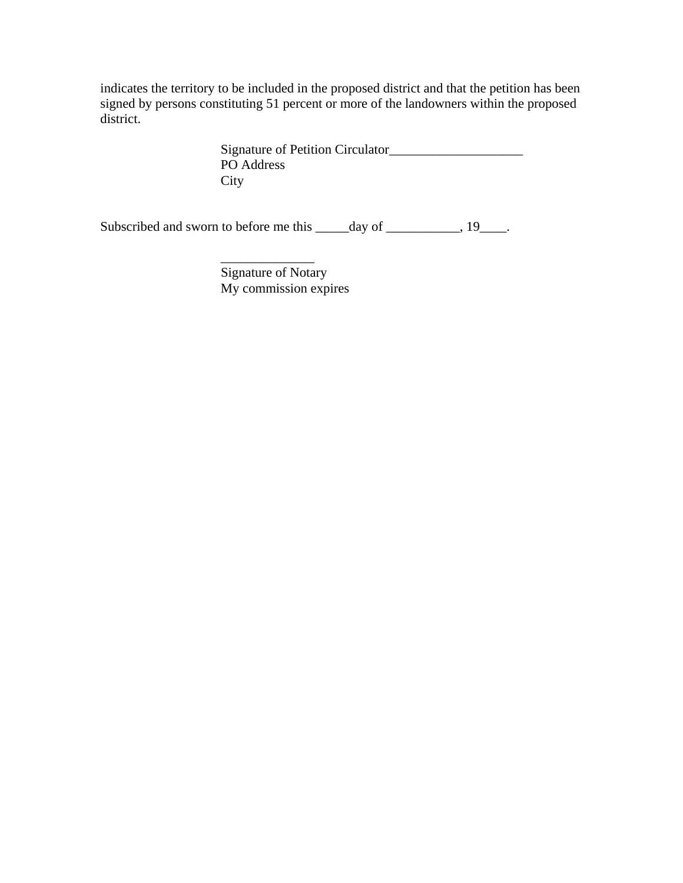indicates the territory to be included in the proposed district and that the petition has been signed by persons constituting 51 percent or more of the landowners within the proposed district.

Signature of Petition Circulator____________________
PO Address
City

Subscribed and sworn to before me this _____day of ___________, 19____.

______________
Signature of Notary
My commission expires